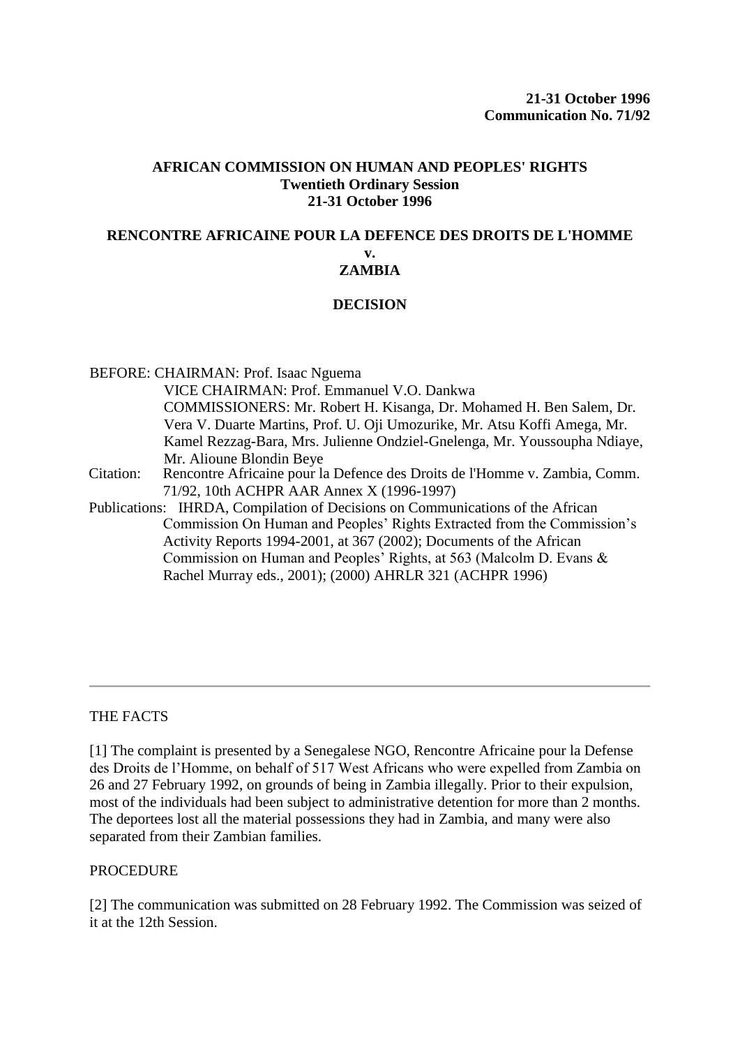**21-31 October 1996**
**Communication No. 71/92**

**AFRICAN COMMISSION ON HUMAN AND PEOPLES' RIGHTS**
**Twentieth Ordinary Session**
**21-31 October 1996**

# RENCONTRE AFRICAINE POUR LA DEFENCE DES DROITS DE L'HOMME v. ZAMBIA

## DECISION

BEFORE: CHAIRMAN: Prof. Isaac Nguema
VICE CHAIRMAN: Prof. Emmanuel V.O. Dankwa
COMMISSIONERS: Mr. Robert H. Kisanga, Dr. Mohamed H. Ben Salem, Dr. Vera V. Duarte Martins, Prof. U. Oji Umozurike, Mr. Atsu Koffi Amega, Mr. Kamel Rezzag-Bara, Mrs. Julienne Ondziel-Gnelenga, Mr. Youssoupha Ndiaye, Mr. Alioune Blondin Beye

Citation: Rencontre Africaine pour la Defence des Droits de l'Homme v. Zambia, Comm. 71/92, 10th ACHPR AAR Annex X (1996-1997)

Publications: IHRDA, Compilation of Decisions on Communications of the African Commission On Human and Peoples' Rights Extracted from the Commission's Activity Reports 1994-2001, at 367 (2002); Documents of the African Commission on Human and Peoples' Rights, at 563 (Malcolm D. Evans & Rachel Murray eds., 2001); (2000) AHRLR 321 (ACHPR 1996)

---

THE FACTS

[1] The complaint is presented by a Senegalese NGO, Rencontre Africaine pour la Defense des Droits de l'Homme, on behalf of 517 West Africans who were expelled from Zambia on 26 and 27 February 1992, on grounds of being in Zambia illegally. Prior to their expulsion, most of the individuals had been subject to administrative detention for more than 2 months. The deportees lost all the material possessions they had in Zambia, and many were also separated from their Zambian families.

PROCEDURE

[2] The communication was submitted on 28 February 1992. The Commission was seized of it at the 12th Session.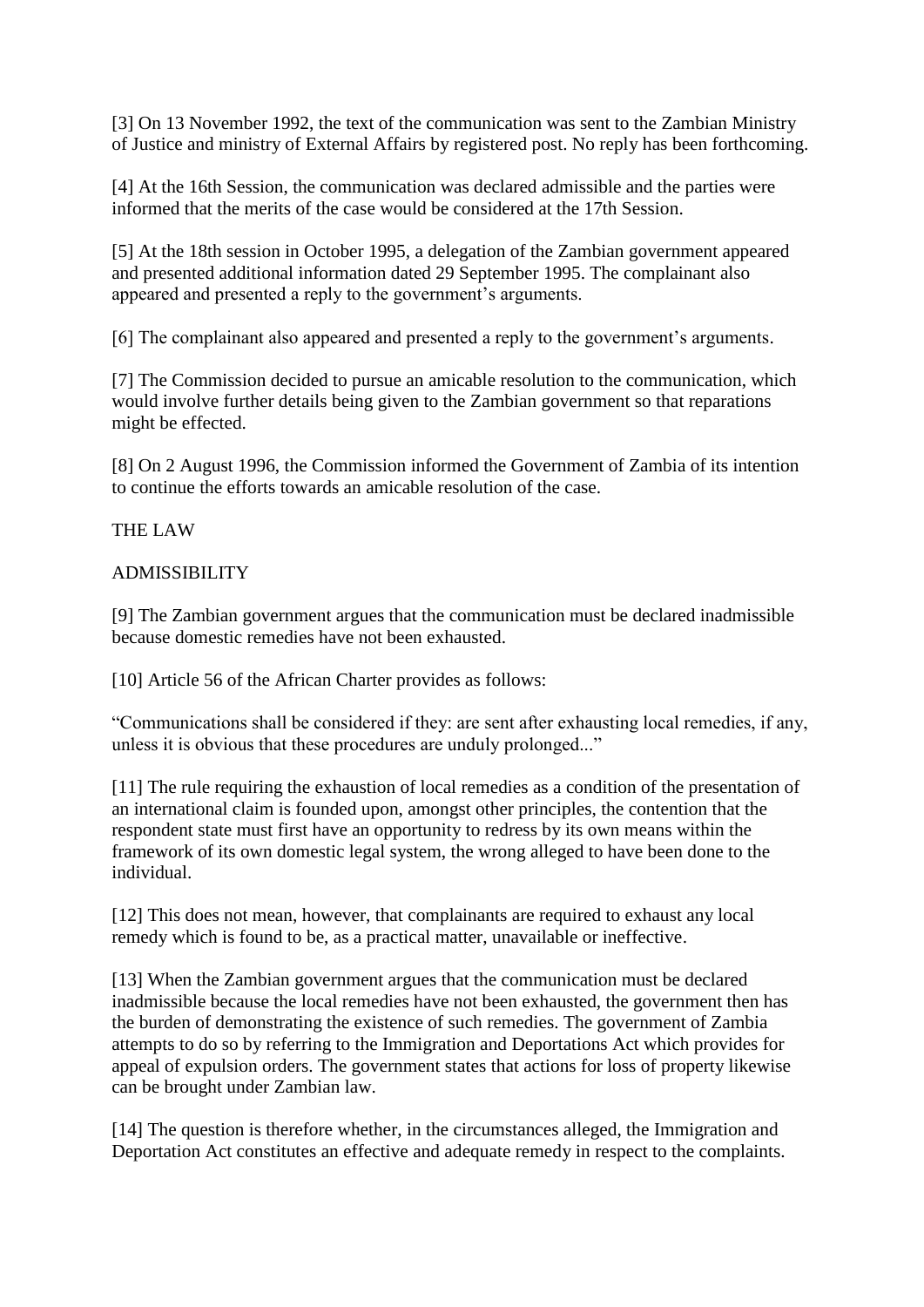[3] On 13 November 1992, the text of the communication was sent to the Zambian Ministry of Justice and ministry of External Affairs by registered post. No reply has been forthcoming.

[4] At the 16th Session, the communication was declared admissible and the parties were informed that the merits of the case would be considered at the 17th Session.

[5] At the 18th session in October 1995, a delegation of the Zambian government appeared and presented additional information dated 29 September 1995. The complainant also appeared and presented a reply to the government's arguments.

[6] The complainant also appeared and presented a reply to the government's arguments.

[7] The Commission decided to pursue an amicable resolution to the communication, which would involve further details being given to the Zambian government so that reparations might be effected.

[8] On 2 August 1996, the Commission informed the Government of Zambia of its intention to continue the efforts towards an amicable resolution of the case.

## THE LAW

### ADMISSIBILITY

[9] The Zambian government argues that the communication must be declared inadmissible because domestic remedies have not been exhausted.

[10] Article 56 of the African Charter provides as follows:

"Communications shall be considered if they: are sent after exhausting local remedies, if any, unless it is obvious that these procedures are unduly prolonged..."

[11] The rule requiring the exhaustion of local remedies as a condition of the presentation of an international claim is founded upon, amongst other principles, the contention that the respondent state must first have an opportunity to redress by its own means within the framework of its own domestic legal system, the wrong alleged to have been done to the individual.

[12] This does not mean, however, that complainants are required to exhaust any local remedy which is found to be, as a practical matter, unavailable or ineffective.

[13] When the Zambian government argues that the communication must be declared inadmissible because the local remedies have not been exhausted, the government then has the burden of demonstrating the existence of such remedies. The government of Zambia attempts to do so by referring to the Immigration and Deportations Act which provides for appeal of expulsion orders. The government states that actions for loss of property likewise can be brought under Zambian law.

[14] The question is therefore whether, in the circumstances alleged, the Immigration and Deportation Act constitutes an effective and adequate remedy in respect to the complaints.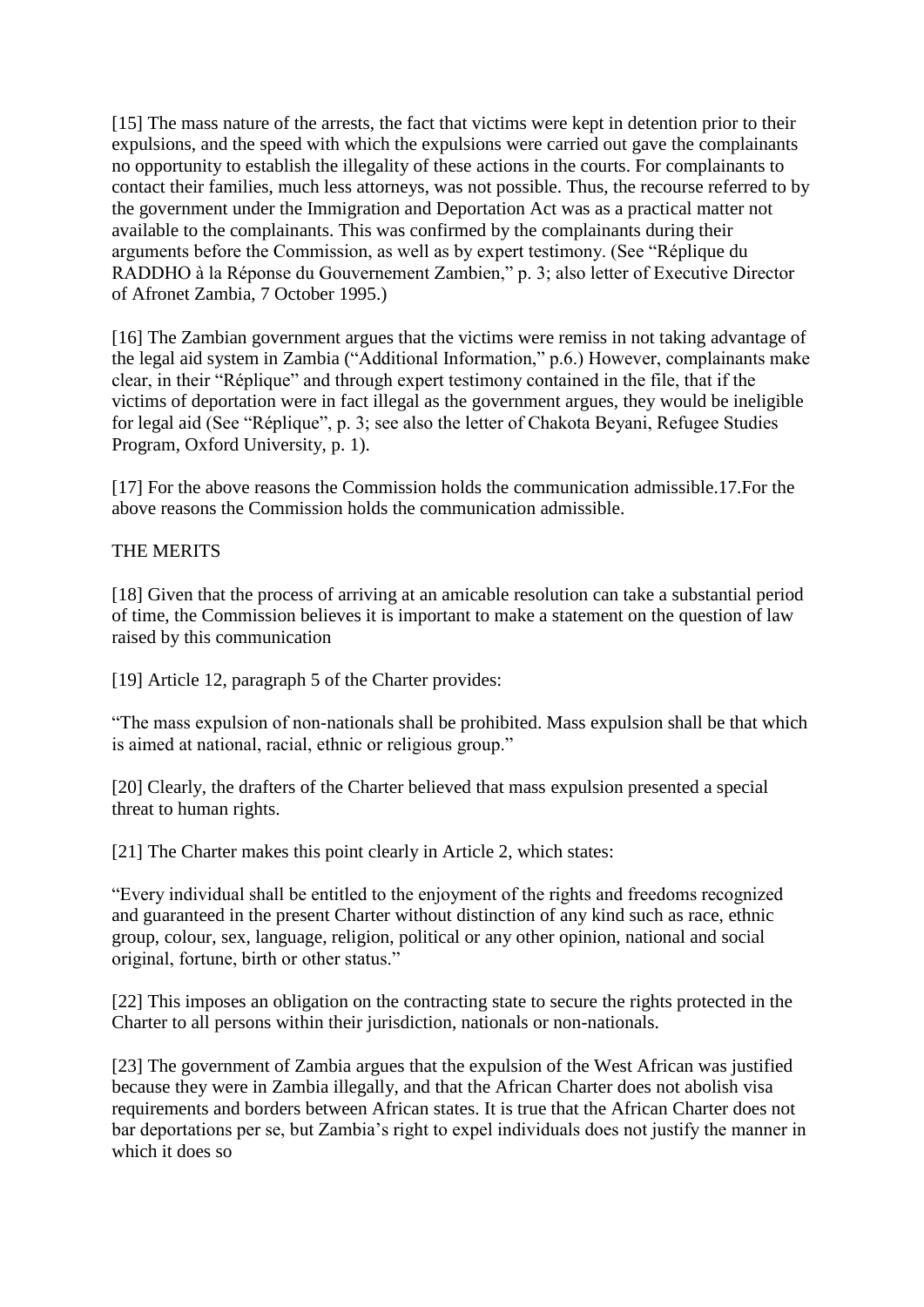[15] The mass nature of the arrests, the fact that victims were kept in detention prior to their expulsions, and the speed with which the expulsions were carried out gave the complainants no opportunity to establish the illegality of these actions in the courts. For complainants to contact their families, much less attorneys, was not possible. Thus, the recourse referred to by the government under the Immigration and Deportation Act was as a practical matter not available to the complainants. This was confirmed by the complainants during their arguments before the Commission, as well as by expert testimony. (See "Réplique du RADDHO à la Réponse du Gouvernement Zambien," p. 3; also letter of Executive Director of Afronet Zambia, 7 October 1995.)

[16] The Zambian government argues that the victims were remiss in not taking advantage of the legal aid system in Zambia ("Additional Information," p.6.) However, complainants make clear, in their "Réplique" and through expert testimony contained in the file, that if the victims of deportation were in fact illegal as the government argues, they would be ineligible for legal aid (See "Réplique", p. 3; see also the letter of Chakota Beyani, Refugee Studies Program, Oxford University, p. 1).

[17] For the above reasons the Commission holds the communication admissible.17.For the above reasons the Commission holds the communication admissible.

THE MERITS

[18] Given that the process of arriving at an amicable resolution can take a substantial period of time, the Commission believes it is important to make a statement on the question of law raised by this communication

[19] Article 12, paragraph 5 of the Charter provides:

"The mass expulsion of non-nationals shall be prohibited. Mass expulsion shall be that which is aimed at national, racial, ethnic or religious group."

[20] Clearly, the drafters of the Charter believed that mass expulsion presented a special threat to human rights.

[21] The Charter makes this point clearly in Article 2, which states:

"Every individual shall be entitled to the enjoyment of the rights and freedoms recognized and guaranteed in the present Charter without distinction of any kind such as race, ethnic group, colour, sex, language, religion, political or any other opinion, national and social original, fortune, birth or other status."

[22] This imposes an obligation on the contracting state to secure the rights protected in the Charter to all persons within their jurisdiction, nationals or non-nationals.

[23] The government of Zambia argues that the expulsion of the West African was justified because they were in Zambia illegally, and that the African Charter does not abolish visa requirements and borders between African states. It is true that the African Charter does not bar deportations per se, but Zambia's right to expel individuals does not justify the manner in which it does so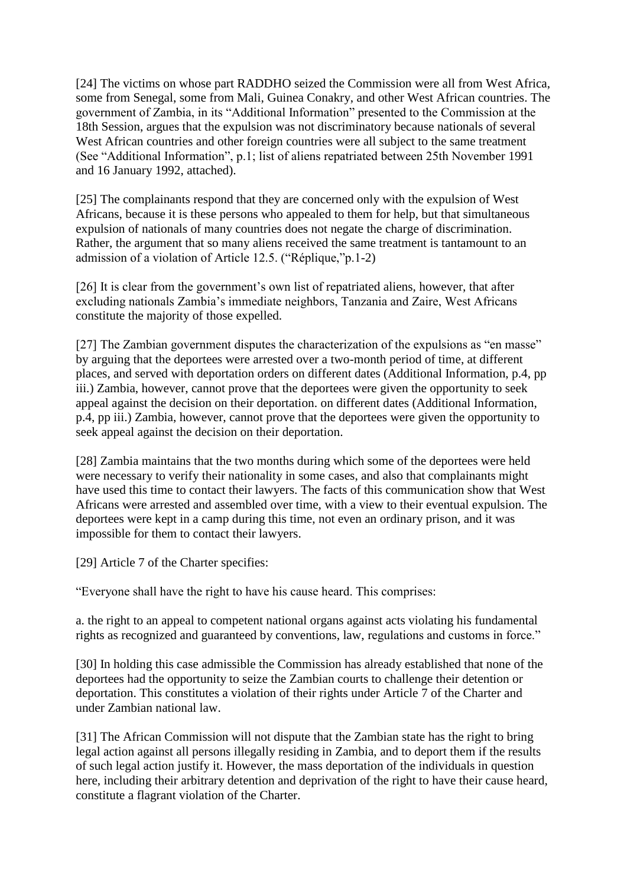[24] The victims on whose part RADDHO seized the Commission were all from West Africa, some from Senegal, some from Mali, Guinea Conakry, and other West African countries. The government of Zambia, in its "Additional Information" presented to the Commission at the 18th Session, argues that the expulsion was not discriminatory because nationals of several West African countries and other foreign countries were all subject to the same treatment (See "Additional Information", p.1; list of aliens repatriated between 25th November 1991 and 16 January 1992, attached).

[25] The complainants respond that they are concerned only with the expulsion of West Africans, because it is these persons who appealed to them for help, but that simultaneous expulsion of nationals of many countries does not negate the charge of discrimination. Rather, the argument that so many aliens received the same treatment is tantamount to an admission of a violation of Article 12.5. ("Réplique,"p.1-2)

[26] It is clear from the government's own list of repatriated aliens, however, that after excluding nationals Zambia's immediate neighbors, Tanzania and Zaire, West Africans constitute the majority of those expelled.

[27] The Zambian government disputes the characterization of the expulsions as "en masse" by arguing that the deportees were arrested over a two-month period of time, at different places, and served with deportation orders on different dates (Additional Information, p.4, pp iii.) Zambia, however, cannot prove that the deportees were given the opportunity to seek appeal against the decision on their deportation. on different dates (Additional Information, p.4, pp iii.) Zambia, however, cannot prove that the deportees were given the opportunity to seek appeal against the decision on their deportation.

[28] Zambia maintains that the two months during which some of the deportees were held were necessary to verify their nationality in some cases, and also that complainants might have used this time to contact their lawyers. The facts of this communication show that West Africans were arrested and assembled over time, with a view to their eventual expulsion. The deportees were kept in a camp during this time, not even an ordinary prison, and it was impossible for them to contact their lawyers.

[29] Article 7 of the Charter specifies:

"Everyone shall have the right to have his cause heard. This comprises:

a. the right to an appeal to competent national organs against acts violating his fundamental rights as recognized and guaranteed by conventions, law, regulations and customs in force."

[30] In holding this case admissible the Commission has already established that none of the deportees had the opportunity to seize the Zambian courts to challenge their detention or deportation. This constitutes a violation of their rights under Article 7 of the Charter and under Zambian national law.

[31] The African Commission will not dispute that the Zambian state has the right to bring legal action against all persons illegally residing in Zambia, and to deport them if the results of such legal action justify it. However, the mass deportation of the individuals in question here, including their arbitrary detention and deprivation of the right to have their cause heard, constitute a flagrant violation of the Charter.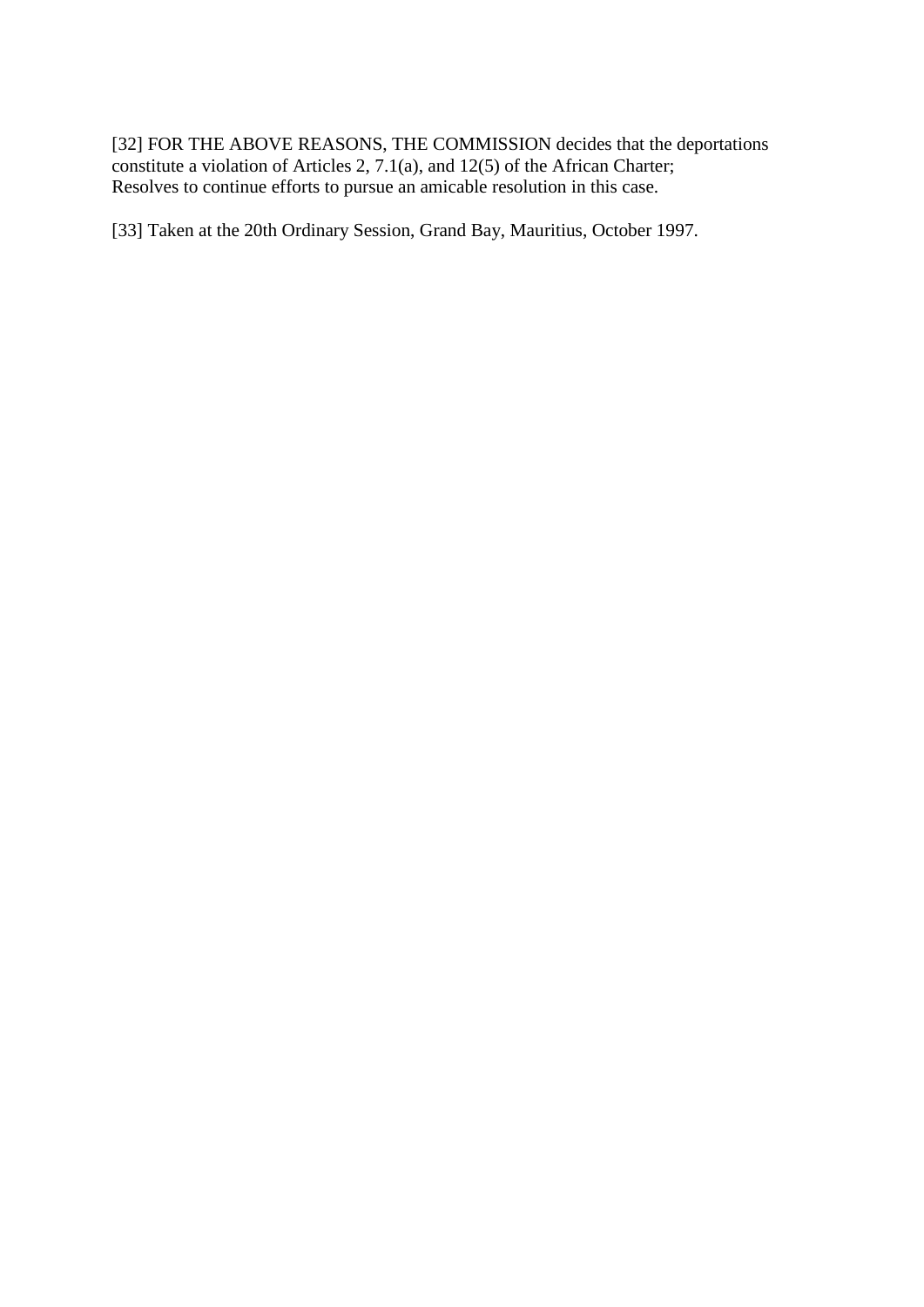[32] FOR THE ABOVE REASONS, THE COMMISSION decides that the deportations constitute a violation of Articles 2, 7.1(a), and 12(5) of the African Charter;
Resolves to continue efforts to pursue an amicable resolution in this case.

[33] Taken at the 20th Ordinary Session, Grand Bay, Mauritius, October 1997.